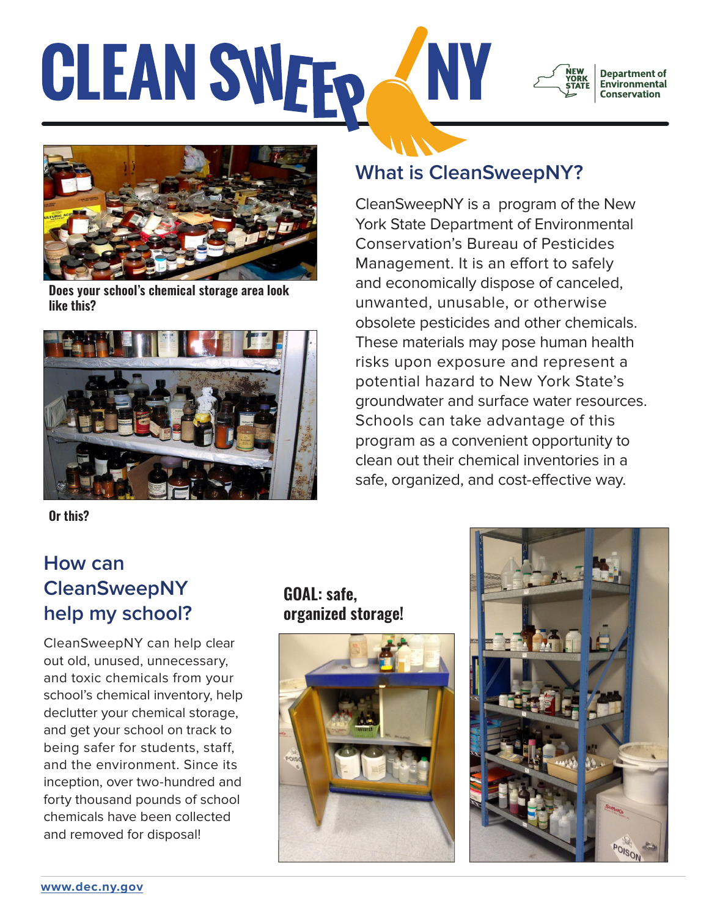# CLEAN SWEEP NY

New York State Department of Environmental Conservation

Does your school's chemical storage area look like this?

Or this?

## What is CleanSweepNY?

CleanSweepNY is a program of the New York State Department of Environmental Conservation's Bureau of Pesticides Management. It is an effort to safely and economically dispose of canceled, unwanted, unusable, or otherwise obsolete pesticides and other chemicals. These materials may pose human health risks upon exposure and represent a potential hazard to New York State's groundwater and surface water resources. Schools can take advantage of this program as a convenient opportunity to clean out their chemical inventories in a safe, organized, and cost-effective way.

## How can CleanSweepNY help my school?

CleanSweepNY can help clear out old, unused, unnecessary, and toxic chemicals from your school's chemical inventory, help declutter your chemical storage, and get your school on track to being safer for students, staff, and the environment. Since its inception, over two-hundred and forty thousand pounds of school chemicals have been collected and removed for disposal!

**GOAL: safe, organized storage!**

www.dec.ny.gov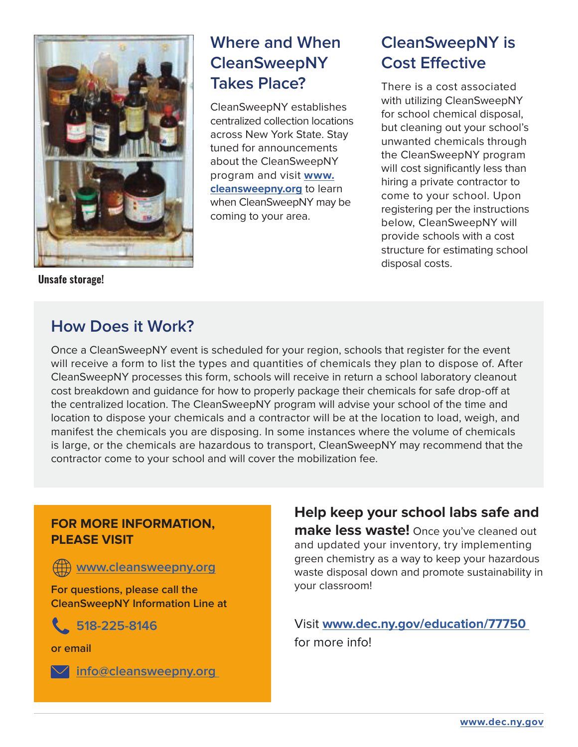Unsafe storage!

## Where and When CleanSweepNY Takes Place?

CleanSweepNY establishes centralized collection locations across New York State. Stay tuned for announcements about the CleanSweepNY program and visit **www.cleansweepny.org** to learn when CleanSweepNY may be coming to your area.

## CleanSweepNY is Cost Effective

There is a cost associated with utilizing CleanSweepNY for school chemical disposal, but cleaning out your school's unwanted chemicals through the CleanSweepNY program will cost significantly less than hiring a private contractor to come to your school. Upon registering per the instructions below, CleanSweepNY will provide schools with a cost structure for estimating school disposal costs.

## How Does it Work?

Once a CleanSweepNY event is scheduled for your region, schools that register for the event will receive a form to list the types and quantities of chemicals they plan to dispose of. After CleanSweepNY processes this form, schools will receive in return a school laboratory cleanout cost breakdown and guidance for how to properly package their chemicals for safe drop-off at the centralized location. The CleanSweepNY program will advise your school of the time and location to dispose your chemicals and a contractor will be at the location to load, weigh, and manifest the chemicals you are disposing. In some instances where the volume of chemicals is large, or the chemicals are hazardous to transport, CleanSweepNY may recommend that the contractor come to your school and will cover the mobilization fee.

**FOR MORE INFORMATION, PLEASE VISIT**

www.cleansweepny.org

**For questions, please call the CleanSweepNY Information Line at**

**518-225-8146**

**or email**

info@cleansweepny.org

**Help keep your school labs safe and make less waste!** Once you've cleaned out and updated your inventory, try implementing green chemistry as a way to keep your hazardous waste disposal down and promote sustainability in your classroom!

Visit **www.dec.ny.gov/education/77750** for more info!

**www.dec.ny.gov**